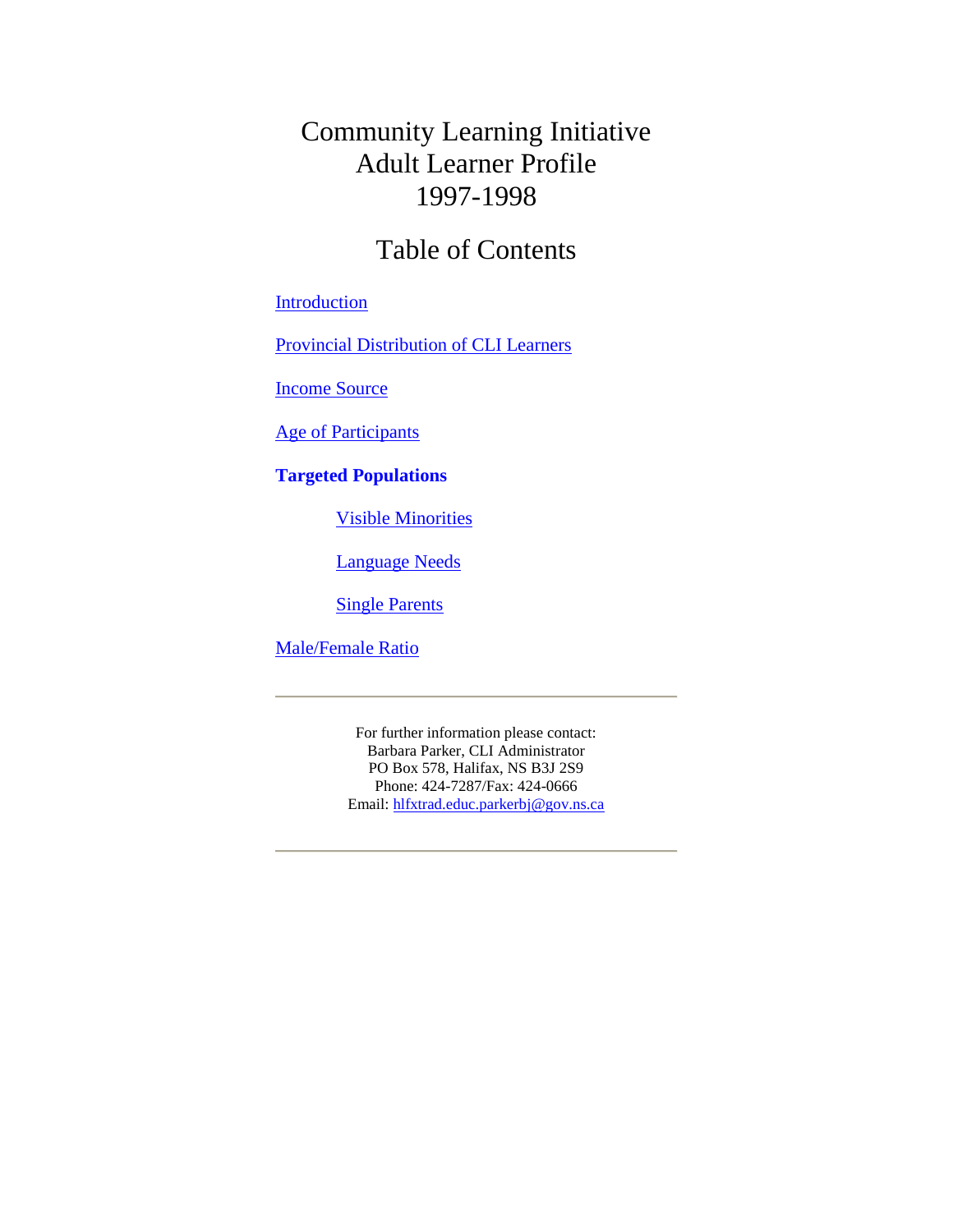# Community Learning Initiative
# Adult Learner Profile
# 1997-1998

## Table of Contents

Introduction

Provincial Distribution of CLI Learners

Income Source

Age of Participants

**Targeted Populations**

- Visible Minorities
- Language Needs
- Single Parents

Male/Female Ratio

---

For further information please contact:
Barbara Parker, CLI Administrator
PO Box 578, Halifax, NS B3J 2S9
Phone: 424-7287/Fax: 424-0666
Email: hlfxtrad.educ.parkerbj@gov.ns.ca

---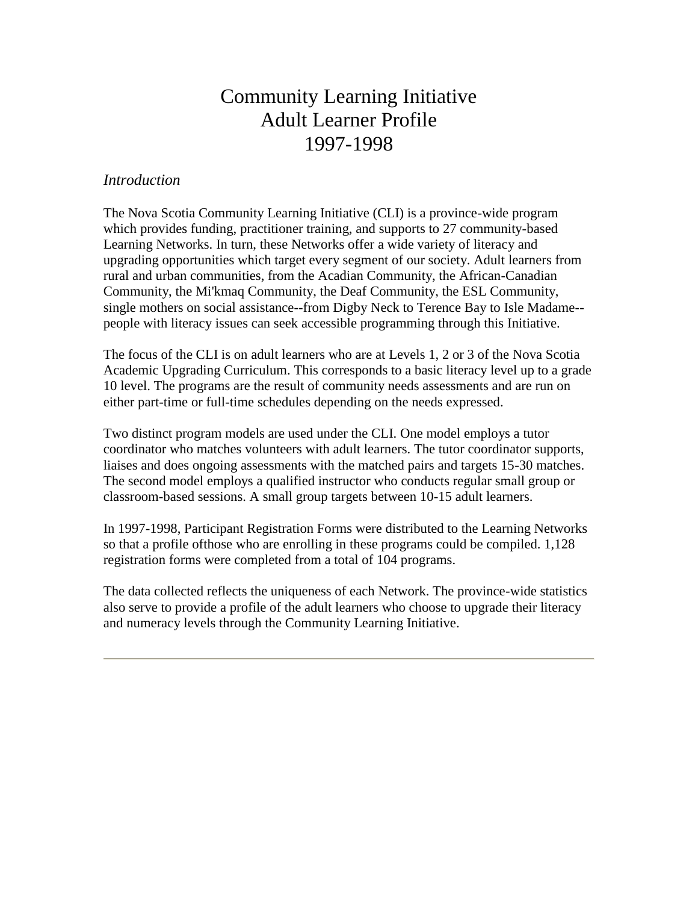# Community Learning Initiative
# Adult Learner Profile
# 1997-1998

*Introduction*

The Nova Scotia Community Learning Initiative (CLI) is a province-wide program which provides funding, practitioner training, and supports to 27 community-based Learning Networks. In turn, these Networks offer a wide variety of literacy and upgrading opportunities which target every segment of our society. Adult learners from rural and urban communities, from the Acadian Community, the African-Canadian Community, the Mi'kmaq Community, the Deaf Community, the ESL Community, single mothers on social assistance--from Digby Neck to Terence Bay to Isle Madame--people with literacy issues can seek accessible programming through this Initiative.

The focus of the CLI is on adult learners who are at Levels 1, 2 or 3 of the Nova Scotia Academic Upgrading Curriculum. This corresponds to a basic literacy level up to a grade 10 level. The programs are the result of community needs assessments and are run on either part-time or full-time schedules depending on the needs expressed.

Two distinct program models are used under the CLI. One model employs a tutor coordinator who matches volunteers with adult learners. The tutor coordinator supports, liaises and does ongoing assessments with the matched pairs and targets 15-30 matches. The second model employs a qualified instructor who conducts regular small group or classroom-based sessions. A small group targets between 10-15 adult learners.

In 1997-1998, Participant Registration Forms were distributed to the Learning Networks so that a profile ofthose who are enrolling in these programs could be compiled. 1,128 registration forms were completed from a total of 104 programs.

The data collected reflects the uniqueness of each Network. The province-wide statistics also serve to provide a profile of the adult learners who choose to upgrade their literacy and numeracy levels through the Community Learning Initiative.

---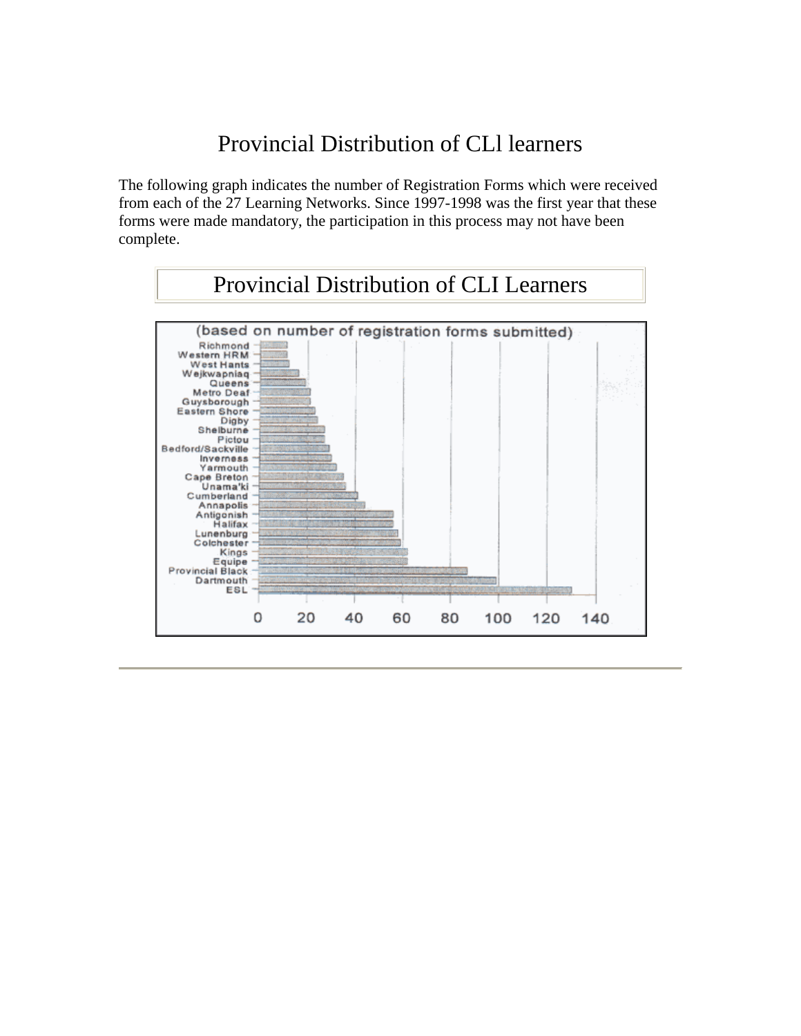# Provincial Distribution of CLl learners

The following graph indicates the number of Registration Forms which were received from each of the 27 Learning Networks. Since 1997-1998 was the first year that these forms were made mandatory, the participation in this process may not have been complete.

Provincial Distribution of CLI Learners

(based on number of registration forms submitted)

Richmond
Western HRM
West Hants
Wejkwapniaq
Queens
Metro Deaf
Guysborough
Eastern Shore
Digby
Shelburne
Pictou
Bedford/Sackville
Inverness
Yarmouth
Cape Breton
Unama'ki
Cumberland
Annapolis
Antigonish
Halifax
Lunenburg
Colchester
Kings
Equipe
Provincial Black
Dartmouth
ESL

0 20 40 60 80 100 120 140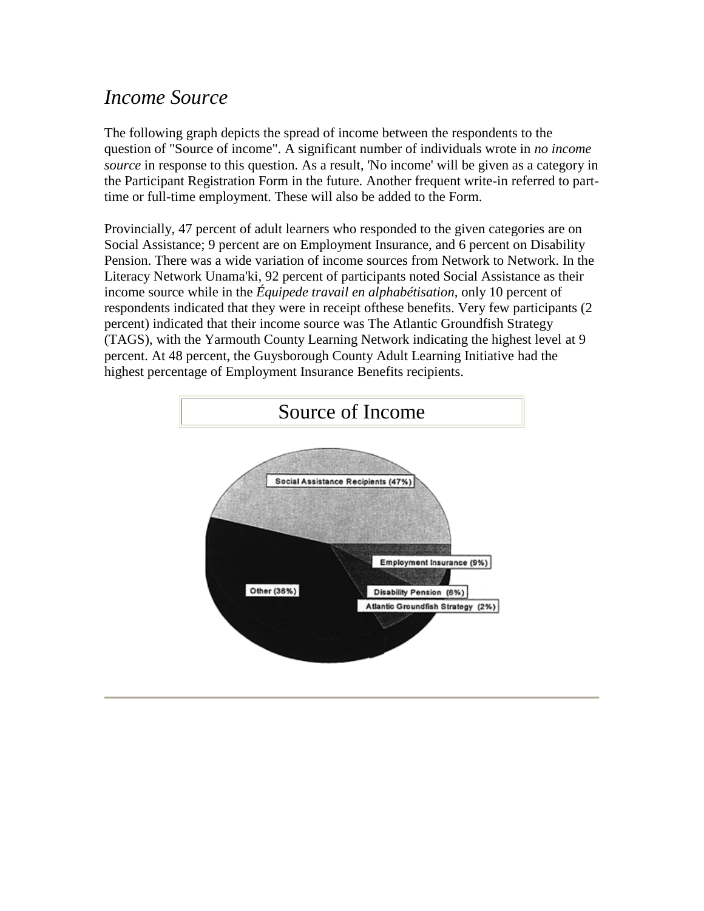## *Income Source*

The following graph depicts the spread of income between the respondents to the question of "Source of income". A significant number of individuals wrote in *no income source* in response to this question. As a result, 'No income' will be given as a category in the Participant Registration Form in the future. Another frequent write-in referred to part-time or full-time employment. These will also be added to the Form.

Provincially, 47 percent of adult learners who responded to the given categories are on Social Assistance; 9 percent are on Employment Insurance, and 6 percent on Disability Pension. There was a wide variation of income sources from Network to Network. In the Literacy Network Unama'ki, 92 percent of participants noted Social Assistance as their income source while in the *Équipede travail en alphabétisation,* only 10 percent of respondents indicated that they were in receipt ofthese benefits. Very few participants (2 percent) indicated that their income source was The Atlantic Groundfish Strategy (TAGS), with the Yarmouth County Learning Network indicating the highest level at 9 percent. At 48 percent, the Guysborough County Adult Learning Initiative had the highest percentage of Employment Insurance Benefits recipients.

Source of Income

Social Assistance Recipients (47%)

Employment Insurance (9%)

Other (36%)

Disability Pension (6%)

Atlantic Groundfish Strategy (2%)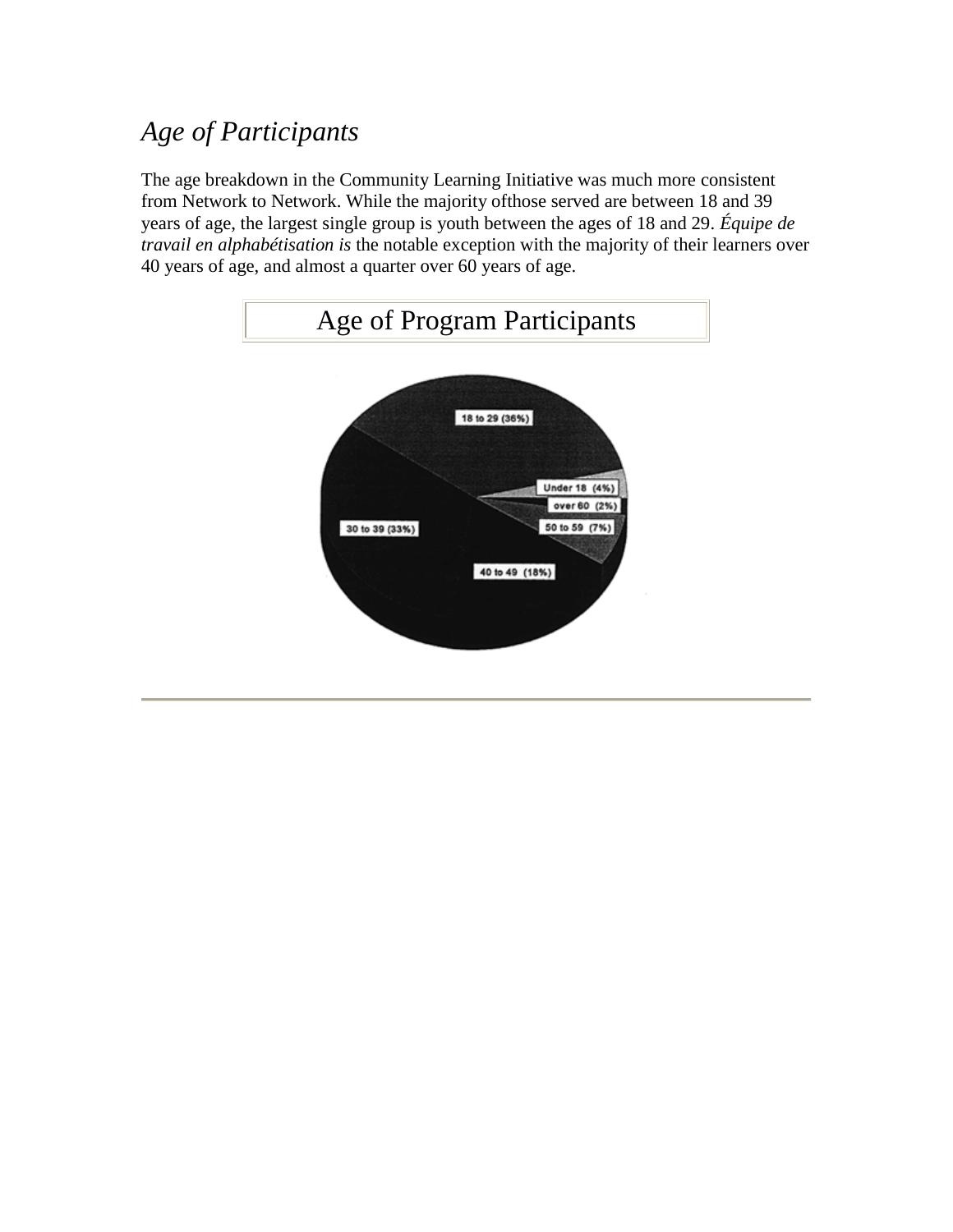## *Age of Participants*

The age breakdown in the Community Learning Initiative was much more consistent from Network to Network. While the majority ofthose served are between 18 and 39 years of age, the largest single group is youth between the ages of 18 and 29. *Équipe de travail en alphabétisation is* the notable exception with the majority of their learners over 40 years of age, and almost a quarter over 60 years of age.

Age of Program Participants

18 to 29 (36%)
Under 18 (4%)
over 60 (2%)
50 to 59 (7%)
30 to 39 (33%)
40 to 49 (18%)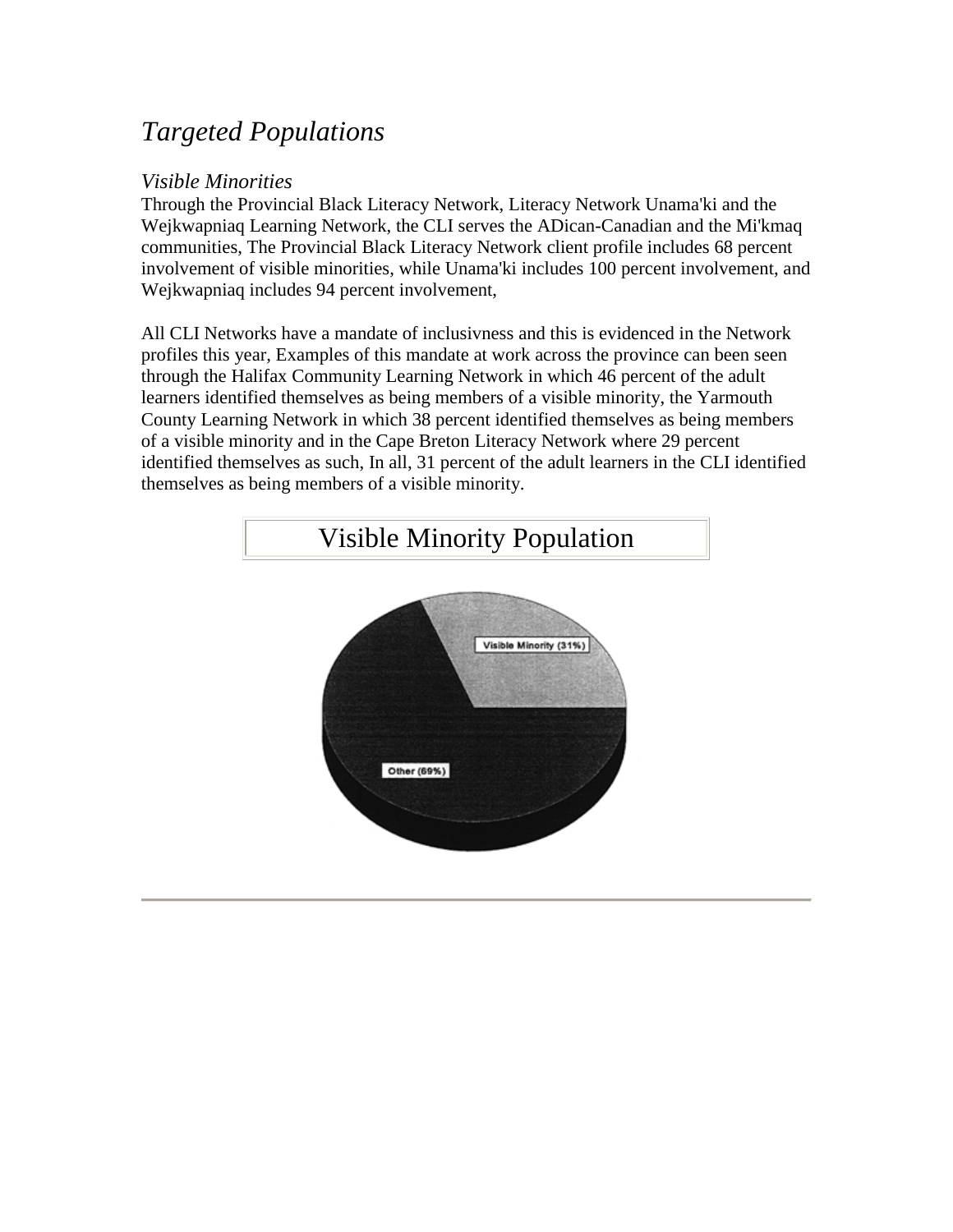## *Targeted Populations*

### *Visible Minorities*

Through the Provincial Black Literacy Network, Literacy Network Unama'ki and the Wejkwapniaq Learning Network, the CLI serves the ADican-Canadian and the Mi'kmaq communities, The Provincial Black Literacy Network client profile includes 68 percent involvement of visible minorities, while Unama'ki includes 100 percent involvement, and Wejkwapniaq includes 94 percent involvement,

All CLI Networks have a mandate of inclusivness and this is evidenced in the Network profiles this year, Examples of this mandate at work across the province can been seen through the Halifax Community Learning Network in which 46 percent of the adult learners identified themselves as being members of a visible minority, the Yarmouth County Learning Network in which 38 percent identified themselves as being members of a visible minority and in the Cape Breton Literacy Network where 29 percent identified themselves as such, In all, 31 percent of the adult learners in the CLI identified themselves as being members of a visible minority.

Visible Minority Population

Visible Minority (31%)

Other (69%)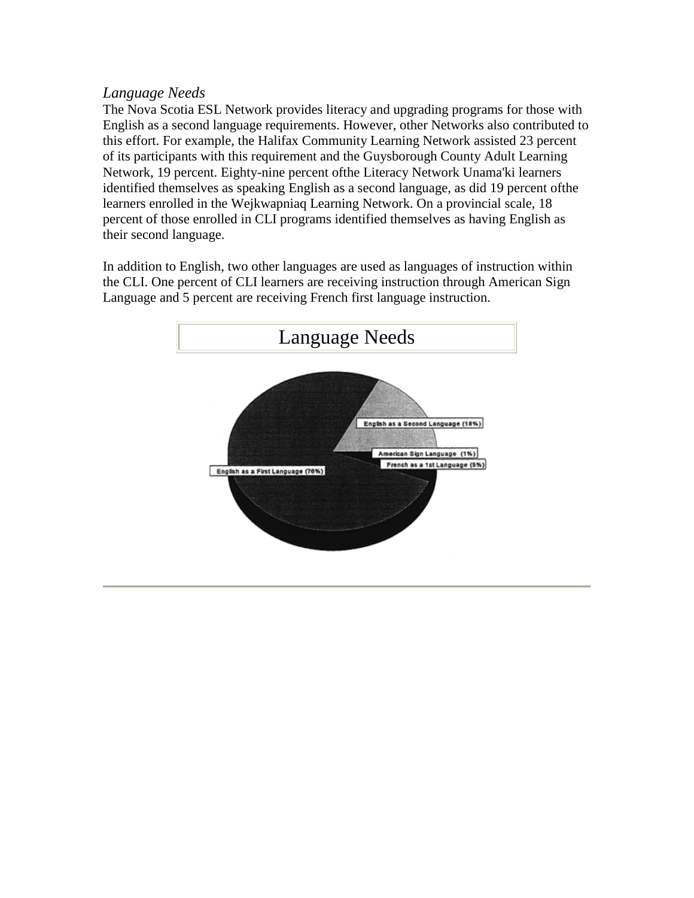*Language Needs*

The Nova Scotia ESL Network provides literacy and upgrading programs for those with English as a second language requirements. However, other Networks also contributed to this effort. For example, the Halifax Community Learning Network assisted 23 percent of its participants with this requirement and the Guysborough County Adult Learning Network, 19 percent. Eighty-nine percent ofthe Literacy Network Unama'ki learners identified themselves as speaking English as a second language, as did 19 percent ofthe learners enrolled in the Wejkwapniaq Learning Network. On a provincial scale, 18 percent of those enrolled in CLI programs identified themselves as having English as their second language.

In addition to English, two other languages are used as languages of instruction within the CLI. One percent of CLI learners are receiving instruction through American Sign Language and 5 percent are receiving French first language instruction.

Language Needs

English as a Second Language (18%)

American Sign Language (1%)

French as a 1st Language (5%)

English as a First Language (76%)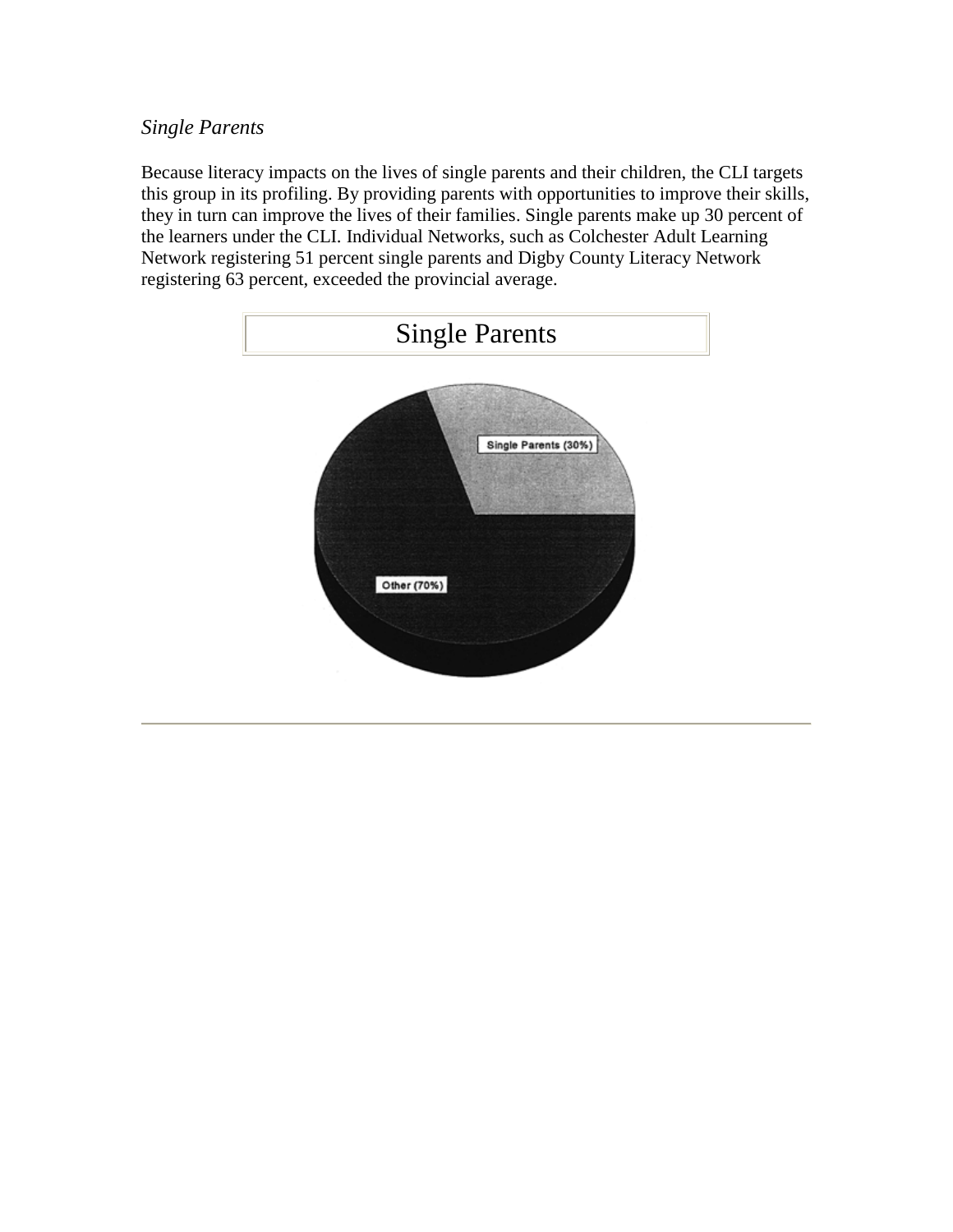*Single Parents*

Because literacy impacts on the lives of single parents and their children, the CLI targets this group in its profiling. By providing parents with opportunities to improve their skills, they in turn can improve the lives of their families. Single parents make up 30 percent of the learners under the CLI. Individual Networks, such as Colchester Adult Learning Network registering 51 percent single parents and Digby County Literacy Network registering 63 percent, exceeded the provincial average.

| Single Parents |
| --- |

Single Parents (30%)

Other (70%)

---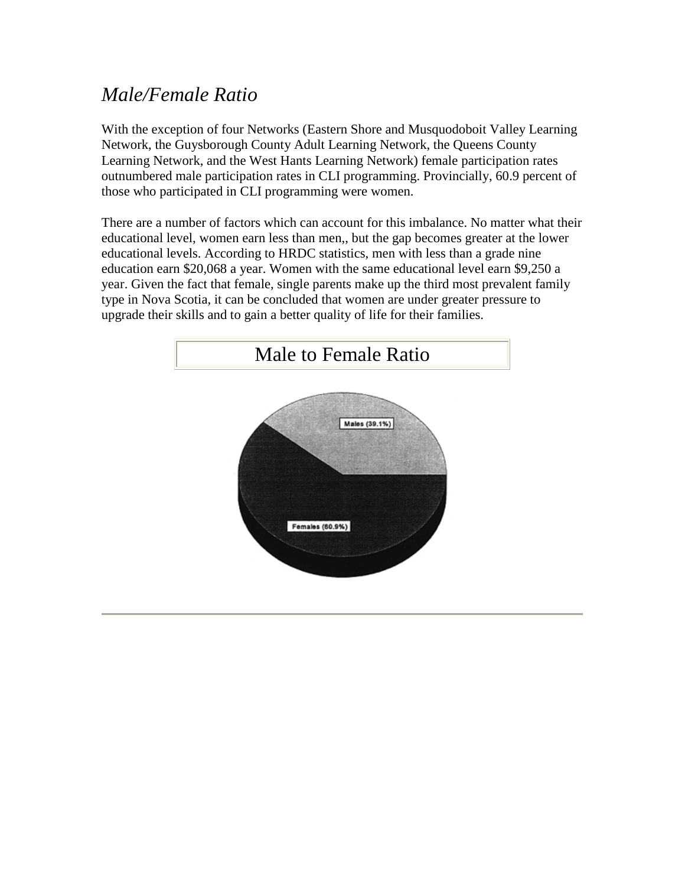## *Male/Female Ratio*

With the exception of four Networks (Eastern Shore and Musquodoboit Valley Learning Network, the Guysborough County Adult Learning Network, the Queens County Learning Network, and the West Hants Learning Network) female participation rates outnumbered male participation rates in CLI programming. Provincially, 60.9 percent of those who participated in CLI programming were women.

There are a number of factors which can account for this imbalance. No matter what their educational level, women earn less than men,, but the gap becomes greater at the lower educational levels. According to HRDC statistics, men with less than a grade nine education earn $20,068 a year. Women with the same educational level earn $9,250 a year. Given the fact that female, single parents make up the third most prevalent family type in Nova Scotia, it can be concluded that women are under greater pressure to upgrade their skills and to gain a better quality of life for their families.

Male to Female Ratio

Males (39.1%)

Females (60.9%)